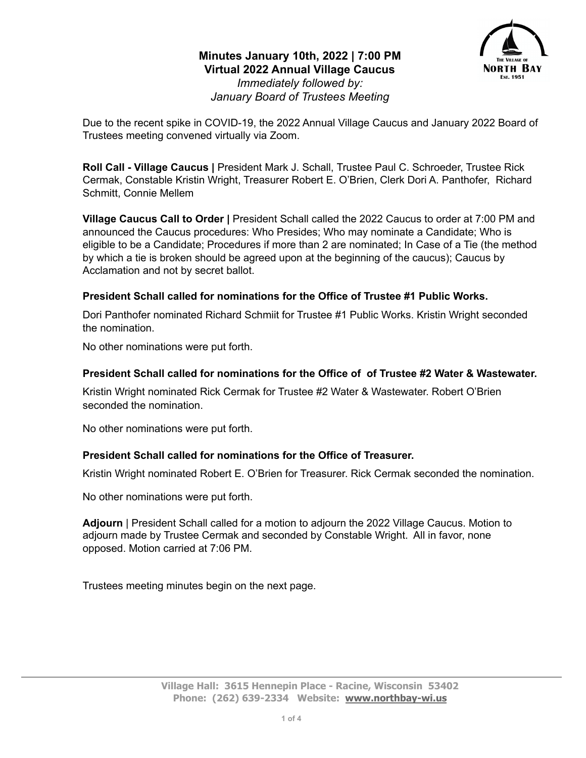# Minutes January 10th, 2022 | 7:00 PM
## Virtual 2022 Annual Village Caucus

*Immediately followed by:*
*January Board of Trustees Meeting*

THE VILLAGE OF NORTH BAY EST. 1951

Due to the recent spike in COVID-19, the 2022 Annual Village Caucus and January 2022 Board of Trustees meeting convened virtually via Zoom.

**Roll Call - Village Caucus |** President Mark J. Schall, Trustee Paul C. Schroeder, Trustee Rick Cermak, Constable Kristin Wright, Treasurer Robert E. O'Brien, Clerk Dori A. Panthofer, Richard Schmitt, Connie Mellem

**Village Caucus Call to Order |** President Schall called the 2022 Caucus to order at 7:00 PM and announced the Caucus procedures: Who Presides; Who may nominate a Candidate; Who is eligible to be a Candidate; Procedures if more than 2 are nominated; In Case of a Tie (the method by which a tie is broken should be agreed upon at the beginning of the caucus); Caucus by Acclamation and not by secret ballot.

**President Schall called for nominations for the Office of Trustee #1 Public Works.**

Dori Panthofer nominated Richard Schmiit for Trustee #1 Public Works. Kristin Wright seconded the nomination.

No other nominations were put forth.

**President Schall called for nominations for the Office of of Trustee #2 Water & Wastewater.**

Kristin Wright nominated Rick Cermak for Trustee #2 Water & Wastewater. Robert O'Brien seconded the nomination.

No other nominations were put forth.

**President Schall called for nominations for the Office of Treasurer.**

Kristin Wright nominated Robert E. O'Brien for Treasurer. Rick Cermak seconded the nomination.

No other nominations were put forth.

**Adjourn** | President Schall called for a motion to adjourn the 2022 Village Caucus. Motion to adjourn made by Trustee Cermak and seconded by Constable Wright. All in favor, none opposed. Motion carried at 7:06 PM.

Trustees meeting minutes begin on the next page.

Village Hall: 3615 Hennepin Place - Racine, Wisconsin 53402
Phone: (262) 639-2334 Website: www.northbay-wi.us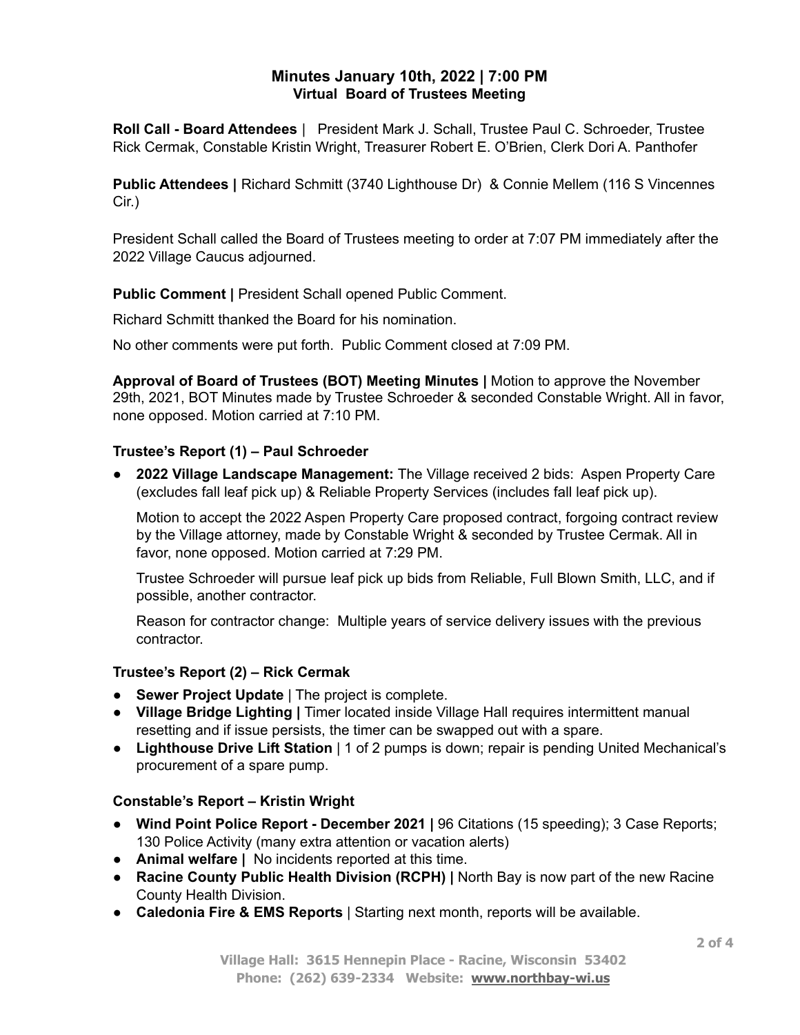## Minutes January 10th, 2022 | 7:00 PM
### Virtual Board of Trustees Meeting

**Roll Call - Board Attendees** | President Mark J. Schall, Trustee Paul C. Schroeder, Trustee Rick Cermak, Constable Kristin Wright, Treasurer Robert E. O'Brien, Clerk Dori A. Panthofer

**Public Attendees |** Richard Schmitt (3740 Lighthouse Dr) & Connie Mellem (116 S Vincennes Cir.)

President Schall called the Board of Trustees meeting to order at 7:07 PM immediately after the 2022 Village Caucus adjourned.

**Public Comment |** President Schall opened Public Comment.

Richard Schmitt thanked the Board for his nomination.

No other comments were put forth. Public Comment closed at 7:09 PM.

**Approval of Board of Trustees (BOT) Meeting Minutes |** Motion to approve the November 29th, 2021, BOT Minutes made by Trustee Schroeder & seconded Constable Wright. All in favor, none opposed. Motion carried at 7:10 PM.

### Trustee's Report (1) – Paul Schroeder

- **2022 Village Landscape Management:** The Village received 2 bids: Aspen Property Care (excludes fall leaf pick up) & Reliable Property Services (includes fall leaf pick up).

  Motion to accept the 2022 Aspen Property Care proposed contract, forgoing contract review by the Village attorney, made by Constable Wright & seconded by Trustee Cermak. All in favor, none opposed. Motion carried at 7:29 PM.

  Trustee Schroeder will pursue leaf pick up bids from Reliable, Full Blown Smith, LLC, and if possible, another contractor.

  Reason for contractor change: Multiple years of service delivery issues with the previous contractor.

### Trustee's Report (2) – Rick Cermak

- **Sewer Project Update** | The project is complete.
- **Village Bridge Lighting |** Timer located inside Village Hall requires intermittent manual resetting and if issue persists, the timer can be swapped out with a spare.
- **Lighthouse Drive Lift Station** | 1 of 2 pumps is down; repair is pending United Mechanical's procurement of a spare pump.

### Constable's Report – Kristin Wright

- **Wind Point Police Report - December 2021 |** 96 Citations (15 speeding); 3 Case Reports; 130 Police Activity (many extra attention or vacation alerts)
- **Animal welfare |** No incidents reported at this time.
- **Racine County Public Health Division (RCPH) |** North Bay is now part of the new Racine County Health Division.
- **Caledonia Fire & EMS Reports** | Starting next month, reports will be available.

Village Hall: 3615 Hennepin Place - Racine, Wisconsin 53402
Phone: (262) 639-2334 Website: www.northbay-wi.us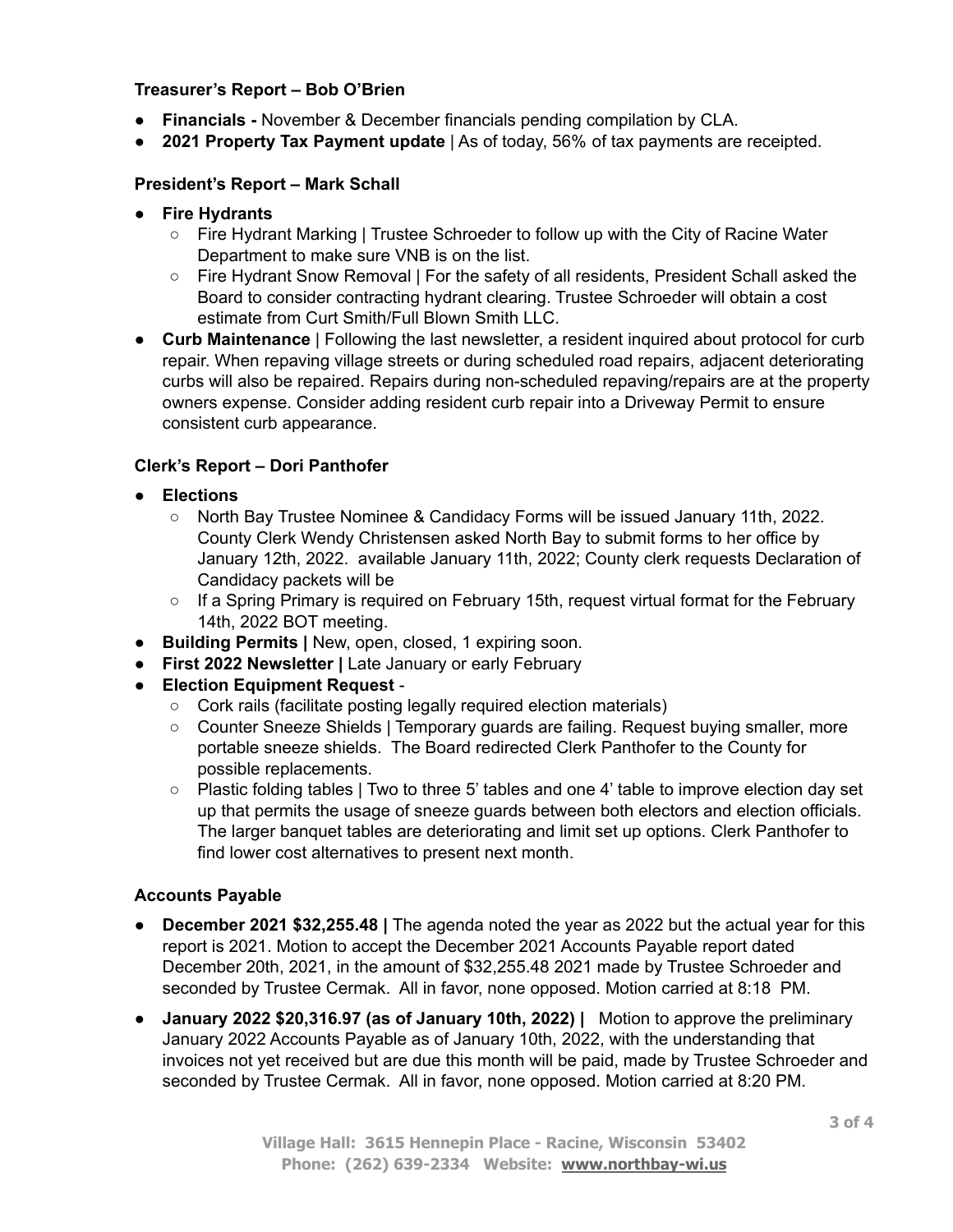**Treasurer's Report – Bob O'Brien**

- **Financials -** November & December financials pending compilation by CLA.
- **2021 Property Tax Payment update** | As of today, 56% of tax payments are receipted.

**President's Report – Mark Schall**

- **Fire Hydrants**
  - Fire Hydrant Marking | Trustee Schroeder to follow up with the City of Racine Water Department to make sure VNB is on the list.
  - Fire Hydrant Snow Removal | For the safety of all residents, President Schall asked the Board to consider contracting hydrant clearing. Trustee Schroeder will obtain a cost estimate from Curt Smith/Full Blown Smith LLC.
- **Curb Maintenance** | Following the last newsletter, a resident inquired about protocol for curb repair. When repaving village streets or during scheduled road repairs, adjacent deteriorating curbs will also be repaired. Repairs during non-scheduled repaving/repairs are at the property owners expense. Consider adding resident curb repair into a Driveway Permit to ensure consistent curb appearance.

**Clerk's Report – Dori Panthofer**

- **Elections**
  - North Bay Trustee Nominee & Candidacy Forms will be issued January 11th, 2022. County Clerk Wendy Christensen asked North Bay to submit forms to her office by January 12th, 2022. available January 11th, 2022; County clerk requests Declaration of Candidacy packets will be
  - If a Spring Primary is required on February 15th, request virtual format for the February 14th, 2022 BOT meeting.
- **Building Permits |** New, open, closed, 1 expiring soon.
- **First 2022 Newsletter |** Late January or early February
- **Election Equipment Request** -
  - Cork rails (facilitate posting legally required election materials)
  - Counter Sneeze Shields | Temporary guards are failing. Request buying smaller, more portable sneeze shields. The Board redirected Clerk Panthofer to the County for possible replacements.
  - Plastic folding tables | Two to three 5' tables and one 4' table to improve election day set up that permits the usage of sneeze guards between both electors and election officials. The larger banquet tables are deteriorating and limit set up options. Clerk Panthofer to find lower cost alternatives to present next month.

**Accounts Payable**

- **December 2021 $32,255.48 |** The agenda noted the year as 2022 but the actual year for this report is 2021. Motion to accept the December 2021 Accounts Payable report dated December 20th, 2021, in the amount of $32,255.48 2021 made by Trustee Schroeder and seconded by Trustee Cermak. All in favor, none opposed. Motion carried at 8:18 PM.
- **January 2022 $20,316.97 (as of January 10th, 2022) |** Motion to approve the preliminary January 2022 Accounts Payable as of January 10th, 2022, with the understanding that invoices not yet received but are due this month will be paid, made by Trustee Schroeder and seconded by Trustee Cermak. All in favor, none opposed. Motion carried at 8:20 PM.

Village Hall: 3615 Hennepin Place - Racine, Wisconsin 53402
Phone: (262) 639-2334 Website: www.northbay-wi.us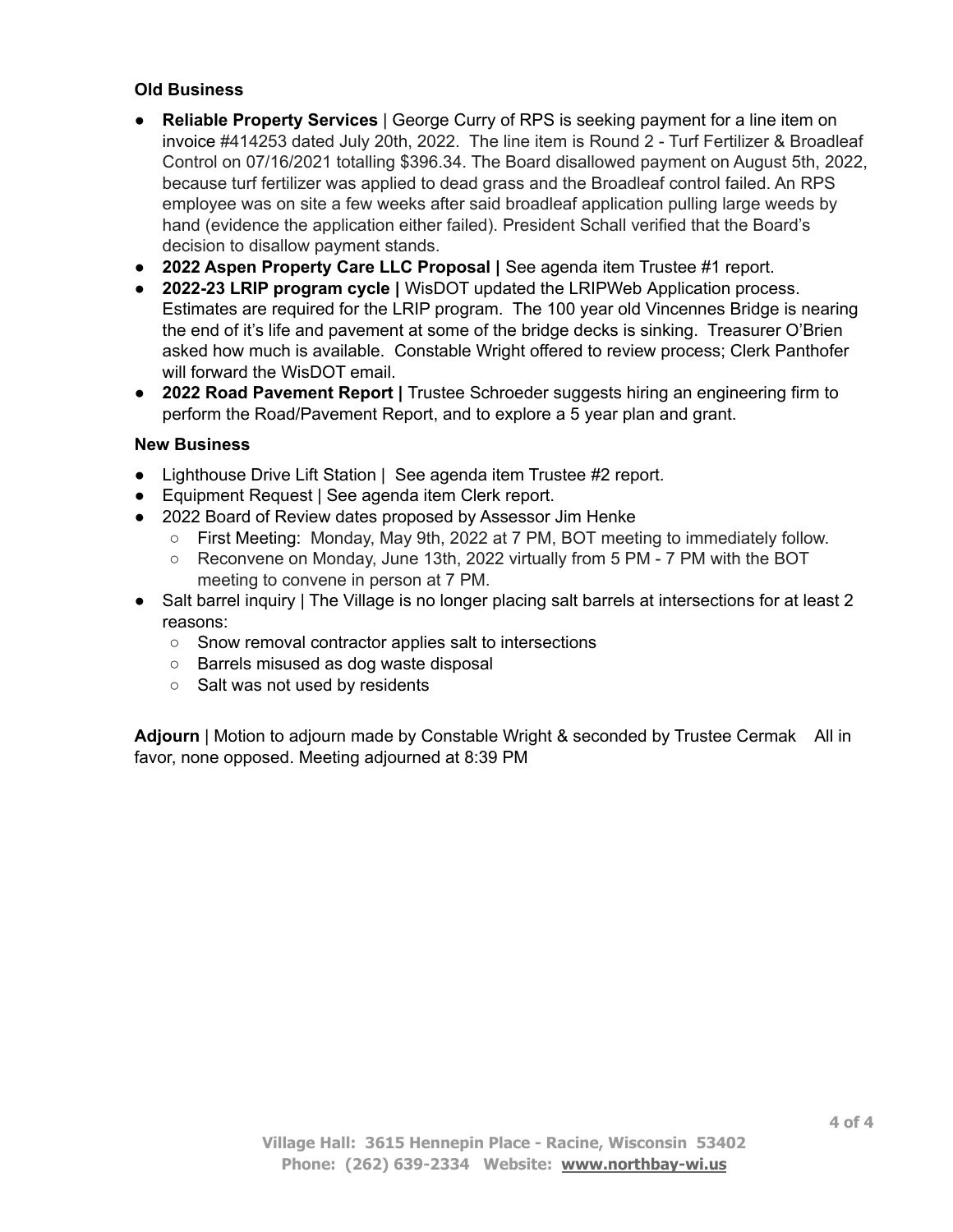**Old Business**

- **Reliable Property Services** | George Curry of RPS is seeking payment for a line item on invoice #414253 dated July 20th, 2022. The line item is Round 2 - Turf Fertilizer & Broadleaf Control on 07/16/2021 totalling $396.34. The Board disallowed payment on August 5th, 2022, because turf fertilizer was applied to dead grass and the Broadleaf control failed. An RPS employee was on site a few weeks after said broadleaf application pulling large weeds by hand (evidence the application either failed). President Schall verified that the Board's decision to disallow payment stands.
- **2022 Aspen Property Care LLC Proposal |** See agenda item Trustee #1 report.
- **2022-23 LRIP program cycle |** WisDOT updated the LRIPWeb Application process. Estimates are required for the LRIP program. The 100 year old Vincennes Bridge is nearing the end of it's life and pavement at some of the bridge decks is sinking. Treasurer O'Brien asked how much is available. Constable Wright offered to review process; Clerk Panthofer will forward the WisDOT email.
- **2022 Road Pavement Report |** Trustee Schroeder suggests hiring an engineering firm to perform the Road/Pavement Report, and to explore a 5 year plan and grant.

**New Business**

- Lighthouse Drive Lift Station | See agenda item Trustee #2 report.
- Equipment Request | See agenda item Clerk report.
- 2022 Board of Review dates proposed by Assessor Jim Henke
  - First Meeting: Monday, May 9th, 2022 at 7 PM, BOT meeting to immediately follow.
  - Reconvene on Monday, June 13th, 2022 virtually from 5 PM - 7 PM with the BOT meeting to convene in person at 7 PM.
- Salt barrel inquiry | The Village is no longer placing salt barrels at intersections for at least 2 reasons:
  - Snow removal contractor applies salt to intersections
  - Barrels misused as dog waste disposal
  - Salt was not used by residents

**Adjourn** | Motion to adjourn made by Constable Wright & seconded by Trustee Cermak All in favor, none opposed. Meeting adjourned at 8:39 PM

Village Hall: 3615 Hennepin Place - Racine, Wisconsin 53402
Phone: (262) 639-2334 Website: www.northbay-wi.us